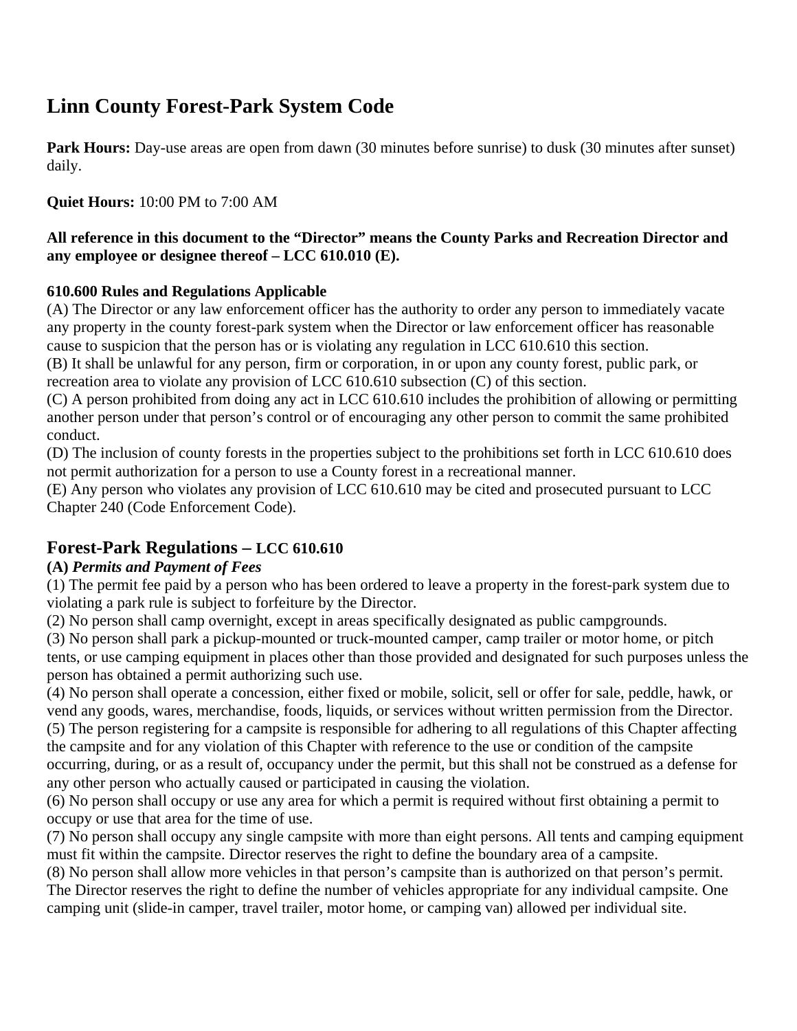# Linn County Forest-Park System Code

**Park Hours:** Day-use areas are open from dawn (30 minutes before sunrise) to dusk (30 minutes after sunset) daily.

**Quiet Hours:** 10:00 PM to 7:00 AM

**All reference in this document to the "Director" means the County Parks and Recreation Director and any employee or designee thereof – LCC 610.010 (E).**

**610.600 Rules and Regulations Applicable**
(A) The Director or any law enforcement officer has the authority to order any person to immediately vacate any property in the county forest-park system when the Director or law enforcement officer has reasonable cause to suspicion that the person has or is violating any regulation in LCC 610.610 this section.
(B) It shall be unlawful for any person, firm or corporation, in or upon any county forest, public park, or recreation area to violate any provision of LCC 610.610 subsection (C) of this section.
(C) A person prohibited from doing any act in LCC 610.610 includes the prohibition of allowing or permitting another person under that person's control or of encouraging any other person to commit the same prohibited conduct.
(D) The inclusion of county forests in the properties subject to the prohibitions set forth in LCC 610.610 does not permit authorization for a person to use a County forest in a recreational manner.
(E) Any person who violates any provision of LCC 610.610 may be cited and prosecuted pursuant to LCC Chapter 240 (Code Enforcement Code).

## Forest-Park Regulations – LCC 610.610

**(A)** ***Permits and Payment of Fees***
(1) The permit fee paid by a person who has been ordered to leave a property in the forest-park system due to violating a park rule is subject to forfeiture by the Director.
(2) No person shall camp overnight, except in areas specifically designated as public campgrounds.
(3) No person shall park a pickup-mounted or truck-mounted camper, camp trailer or motor home, or pitch tents, or use camping equipment in places other than those provided and designated for such purposes unless the person has obtained a permit authorizing such use.
(4) No person shall operate a concession, either fixed or mobile, solicit, sell or offer for sale, peddle, hawk, or vend any goods, wares, merchandise, foods, liquids, or services without written permission from the Director.
(5) The person registering for a campsite is responsible for adhering to all regulations of this Chapter affecting the campsite and for any violation of this Chapter with reference to the use or condition of the campsite occurring, during, or as a result of, occupancy under the permit, but this shall not be construed as a defense for any other person who actually caused or participated in causing the violation.
(6) No person shall occupy or use any area for which a permit is required without first obtaining a permit to occupy or use that area for the time of use.
(7) No person shall occupy any single campsite with more than eight persons. All tents and camping equipment must fit within the campsite. Director reserves the right to define the boundary area of a campsite.
(8) No person shall allow more vehicles in that person's campsite than is authorized on that person's permit. The Director reserves the right to define the number of vehicles appropriate for any individual campsite. One camping unit (slide-in camper, travel trailer, motor home, or camping van) allowed per individual site.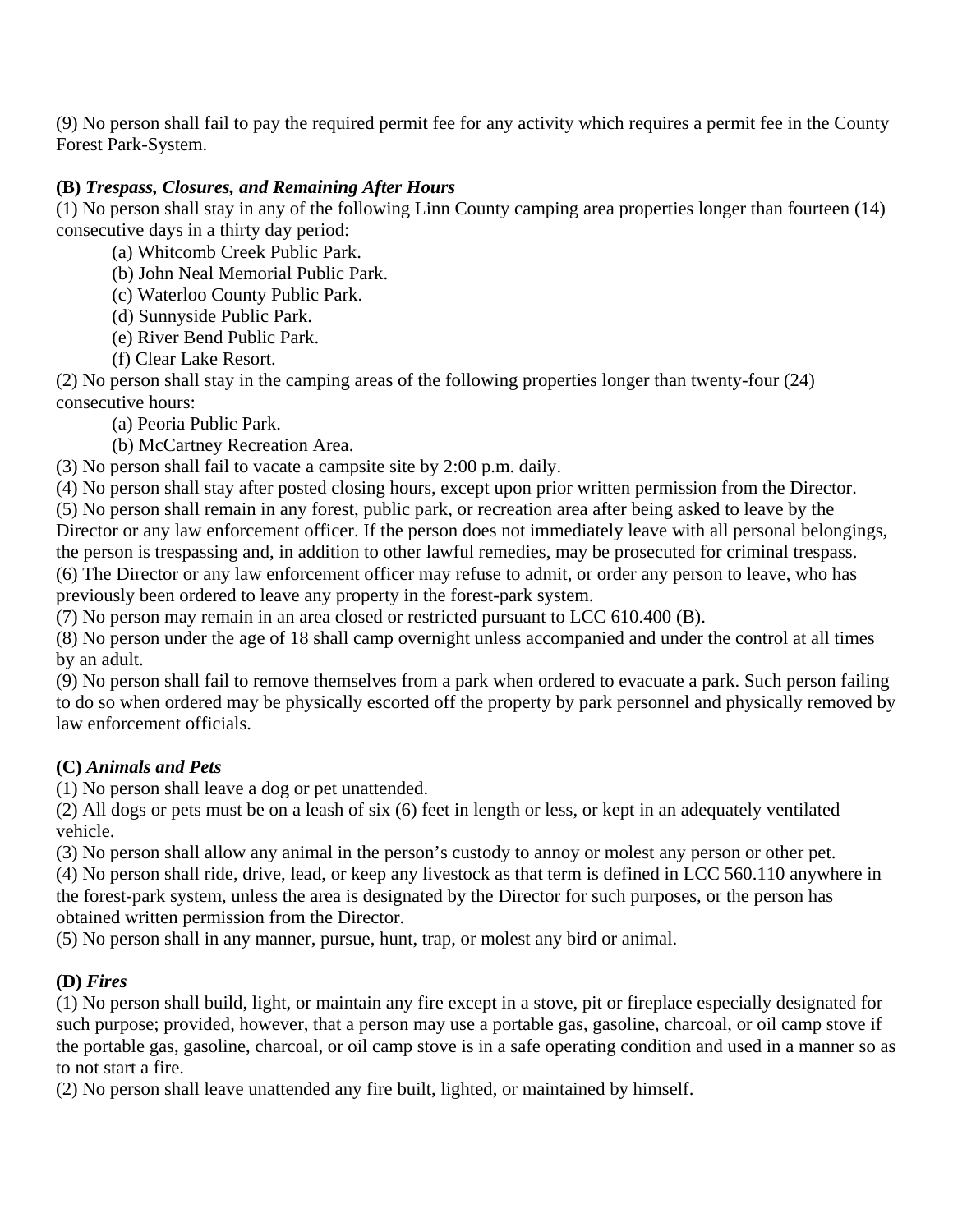(9) No person shall fail to pay the required permit fee for any activity which requires a permit fee in the County Forest Park-System.

**(B)** ***Trespass, Closures, and Remaining After Hours***

(1) No person shall stay in any of the following Linn County camping area properties longer than fourteen (14) consecutive days in a thirty day period:

- (a) Whitcomb Creek Public Park.
- (b) John Neal Memorial Public Park.
- (c) Waterloo County Public Park.
- (d) Sunnyside Public Park.
- (e) River Bend Public Park.
- (f) Clear Lake Resort.

(2) No person shall stay in the camping areas of the following properties longer than twenty-four (24) consecutive hours:

- (a) Peoria Public Park.
- (b) McCartney Recreation Area.

(3) No person shall fail to vacate a campsite site by 2:00 p.m. daily.

(4) No person shall stay after posted closing hours, except upon prior written permission from the Director.

(5) No person shall remain in any forest, public park, or recreation area after being asked to leave by the Director or any law enforcement officer. If the person does not immediately leave with all personal belongings, the person is trespassing and, in addition to other lawful remedies, may be prosecuted for criminal trespass.

(6) The Director or any law enforcement officer may refuse to admit, or order any person to leave, who has previously been ordered to leave any property in the forest-park system.

(7) No person may remain in an area closed or restricted pursuant to LCC 610.400 (B).

(8) No person under the age of 18 shall camp overnight unless accompanied and under the control at all times by an adult.

(9) No person shall fail to remove themselves from a park when ordered to evacuate a park. Such person failing to do so when ordered may be physically escorted off the property by park personnel and physically removed by law enforcement officials.

**(C)** ***Animals and Pets***

(1) No person shall leave a dog or pet unattended.

(2) All dogs or pets must be on a leash of six (6) feet in length or less, or kept in an adequately ventilated vehicle.

(3) No person shall allow any animal in the person's custody to annoy or molest any person or other pet.

(4) No person shall ride, drive, lead, or keep any livestock as that term is defined in LCC 560.110 anywhere in the forest-park system, unless the area is designated by the Director for such purposes, or the person has obtained written permission from the Director.

(5) No person shall in any manner, pursue, hunt, trap, or molest any bird or animal.

**(D)** ***Fires***

(1) No person shall build, light, or maintain any fire except in a stove, pit or fireplace especially designated for such purpose; provided, however, that a person may use a portable gas, gasoline, charcoal, or oil camp stove if the portable gas, gasoline, charcoal, or oil camp stove is in a safe operating condition and used in a manner so as to not start a fire.

(2) No person shall leave unattended any fire built, lighted, or maintained by himself.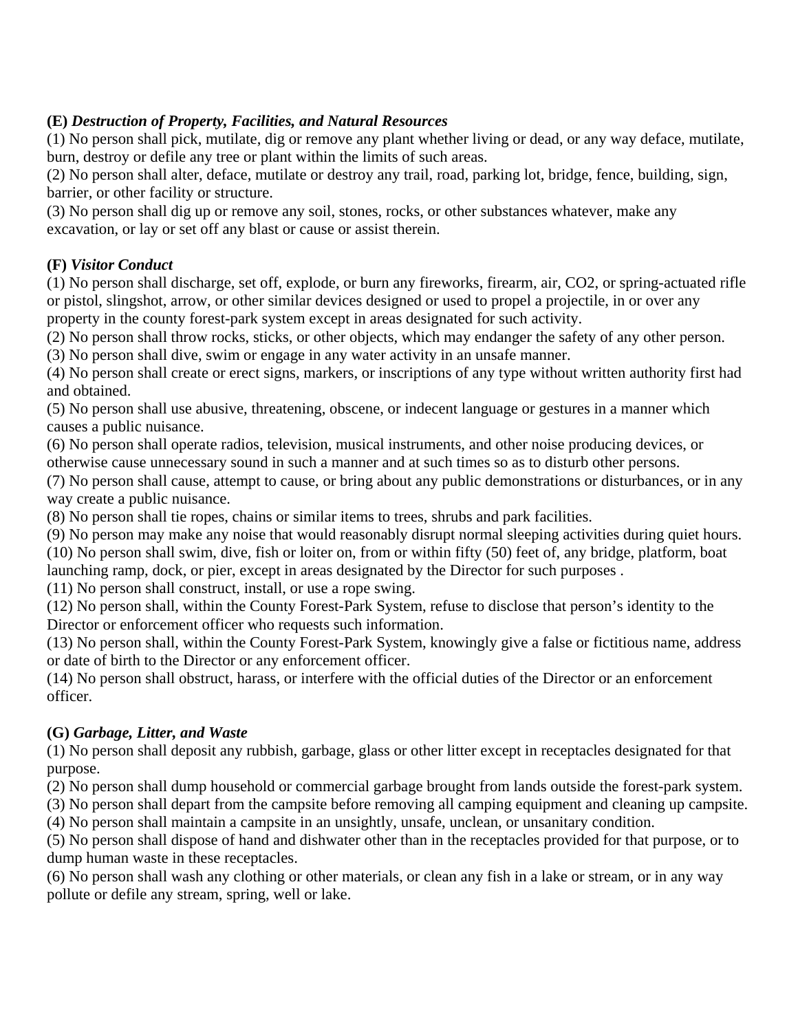**(E)** ***Destruction of Property, Facilities, and Natural Resources***

(1) No person shall pick, mutilate, dig or remove any plant whether living or dead, or any way deface, mutilate, burn, destroy or defile any tree or plant within the limits of such areas.

(2) No person shall alter, deface, mutilate or destroy any trail, road, parking lot, bridge, fence, building, sign, barrier, or other facility or structure.

(3) No person shall dig up or remove any soil, stones, rocks, or other substances whatever, make any excavation, or lay or set off any blast or cause or assist therein.

**(F)** ***Visitor Conduct***

(1) No person shall discharge, set off, explode, or burn any fireworks, firearm, air, CO2, or spring-actuated rifle or pistol, slingshot, arrow, or other similar devices designed or used to propel a projectile, in or over any property in the county forest-park system except in areas designated for such activity.

(2) No person shall throw rocks, sticks, or other objects, which may endanger the safety of any other person.

(3) No person shall dive, swim or engage in any water activity in an unsafe manner.

(4) No person shall create or erect signs, markers, or inscriptions of any type without written authority first had and obtained.

(5) No person shall use abusive, threatening, obscene, or indecent language or gestures in a manner which causes a public nuisance.

(6) No person shall operate radios, television, musical instruments, and other noise producing devices, or otherwise cause unnecessary sound in such a manner and at such times so as to disturb other persons.

(7) No person shall cause, attempt to cause, or bring about any public demonstrations or disturbances, or in any way create a public nuisance.

(8) No person shall tie ropes, chains or similar items to trees, shrubs and park facilities.

(9) No person may make any noise that would reasonably disrupt normal sleeping activities during quiet hours.

(10) No person shall swim, dive, fish or loiter on, from or within fifty (50) feet of, any bridge, platform, boat launching ramp, dock, or pier, except in areas designated by the Director for such purposes .

(11) No person shall construct, install, or use a rope swing.

(12) No person shall, within the County Forest-Park System, refuse to disclose that person's identity to the Director or enforcement officer who requests such information.

(13) No person shall, within the County Forest-Park System, knowingly give a false or fictitious name, address or date of birth to the Director or any enforcement officer.

(14) No person shall obstruct, harass, or interfere with the official duties of the Director or an enforcement officer.

**(G)** ***Garbage, Litter, and Waste***

(1) No person shall deposit any rubbish, garbage, glass or other litter except in receptacles designated for that purpose.

(2) No person shall dump household or commercial garbage brought from lands outside the forest-park system.

(3) No person shall depart from the campsite before removing all camping equipment and cleaning up campsite.

(4) No person shall maintain a campsite in an unsightly, unsafe, unclean, or unsanitary condition.

(5) No person shall dispose of hand and dishwater other than in the receptacles provided for that purpose, or to dump human waste in these receptacles.

(6) No person shall wash any clothing or other materials, or clean any fish in a lake or stream, or in any way pollute or defile any stream, spring, well or lake.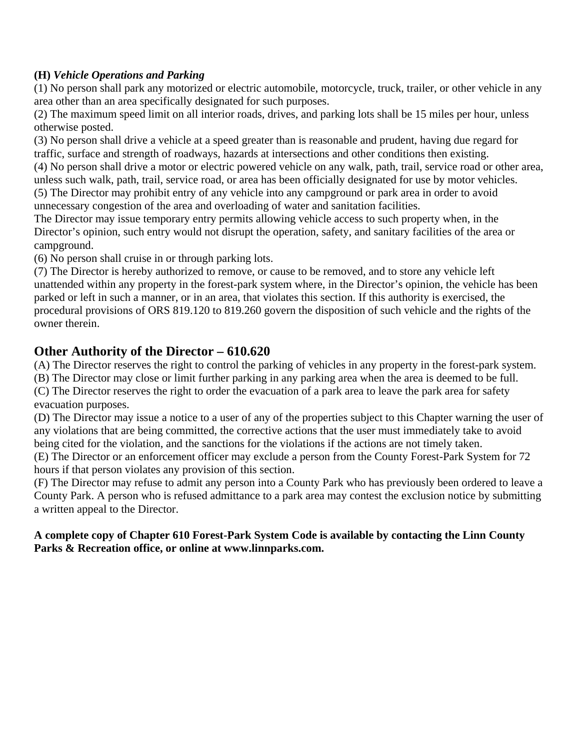**(H)** ***Vehicle Operations and Parking***

(1) No person shall park any motorized or electric automobile, motorcycle, truck, trailer, or other vehicle in any area other than an area specifically designated for such purposes.

(2) The maximum speed limit on all interior roads, drives, and parking lots shall be 15 miles per hour, unless otherwise posted.

(3) No person shall drive a vehicle at a speed greater than is reasonable and prudent, having due regard for traffic, surface and strength of roadways, hazards at intersections and other conditions then existing.

(4) No person shall drive a motor or electric powered vehicle on any walk, path, trail, service road or other area, unless such walk, path, trail, service road, or area has been officially designated for use by motor vehicles.

(5) The Director may prohibit entry of any vehicle into any campground or park area in order to avoid unnecessary congestion of the area and overloading of water and sanitation facilities.

The Director may issue temporary entry permits allowing vehicle access to such property when, in the Director's opinion, such entry would not disrupt the operation, safety, and sanitary facilities of the area or campground.

(6) No person shall cruise in or through parking lots.

(7) The Director is hereby authorized to remove, or cause to be removed, and to store any vehicle left unattended within any property in the forest-park system where, in the Director's opinion, the vehicle has been parked or left in such a manner, or in an area, that violates this section. If this authority is exercised, the procedural provisions of ORS 819.120 to 819.260 govern the disposition of such vehicle and the rights of the owner therein.

## Other Authority of the Director – 610.620

(A) The Director reserves the right to control the parking of vehicles in any property in the forest-park system.

(B) The Director may close or limit further parking in any parking area when the area is deemed to be full.

(C) The Director reserves the right to order the evacuation of a park area to leave the park area for safety evacuation purposes.

(D) The Director may issue a notice to a user of any of the properties subject to this Chapter warning the user of any violations that are being committed, the corrective actions that the user must immediately take to avoid being cited for the violation, and the sanctions for the violations if the actions are not timely taken.

(E) The Director or an enforcement officer may exclude a person from the County Forest-Park System for 72 hours if that person violates any provision of this section.

(F) The Director may refuse to admit any person into a County Park who has previously been ordered to leave a County Park. A person who is refused admittance to a park area may contest the exclusion notice by submitting a written appeal to the Director.

**A complete copy of Chapter 610 Forest-Park System Code is available by contacting the Linn County Parks & Recreation office, or online at www.linnparks.com.**